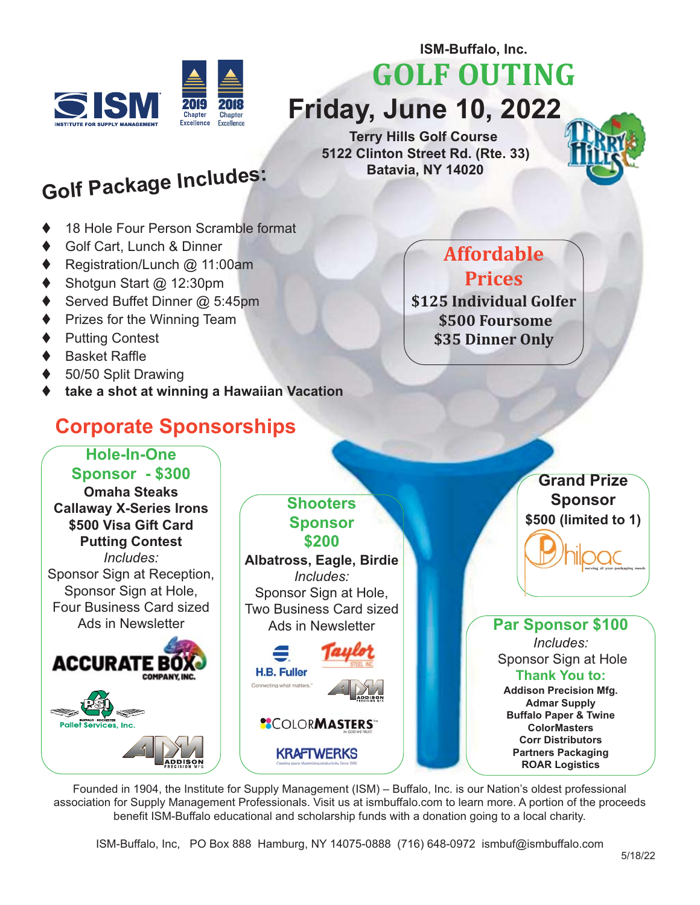ISM INSTITUTE FOR SUPPLY MANAGEMENT

2019 Chapter Excellence | 2018 Chapter Excellence

ISM-Buffalo, Inc.

# GOLF OUTING

## Friday, June 10, 2022

**Terry Hills Golf Course**
**5122 Clinton Street Rd. (Rte. 33)**
**Batavia, NY 14020**

## Golf Package Includes:

- 18 Hole Four Person Scramble format
- Golf Cart, Lunch & Dinner
- Registration/Lunch @ 11:00am
- Shotgun Start @ 12:30pm
- Served Buffet Dinner @ 5:45pm
- Prizes for the Winning Team
- Putting Contest
- Basket Raffle
- 50/50 Split Drawing
- **take a shot at winning a Hawaiian Vacation**

## Affordable Prices

**$125 Individual Golfer**
**$500 Foursome**
**$35 Dinner Only**

## Corporate Sponsorships

### Hole-In-One Sponsor - $300

**Omaha Steaks**
**Callaway X-Series Irons**
**$500 Visa Gift Card**
**Putting Contest**

*Includes:*
Sponsor Sign at Reception,
Sponsor Sign at Hole,
Four Business Card sized Ads in Newsletter

ACCURATE BOX COMPANY, INC.
Buffalo - Rochester Pallet Services, Inc.
ADDISON PRECISION MFG

### Shooters Sponsor $200

**Albatross, Eagle, Birdie**

*Includes:*
Sponsor Sign at Hole,
Two Business Card sized Ads in Newsletter

H.B. Fuller Connecting what matters.
Taylor Steel Inc
ADDISON PRECISION MFG
COLORMASTERS IN GOD WE TRUST
KRAFTWERKS Creating space. Maximizing productivity. Since 1990

### Grand Prize Sponsor

**$500 (limited to 1)**

Philpac serving all your packaging needs

### Par Sponsor $100

*Includes:*
Sponsor Sign at Hole

**Thank You to:**

**Addison Precision Mfg.**
**Admar Supply**
**Buffalo Paper & Twine**
**ColorMasters**
**Corr Distributors**
**Partners Packaging**
**ROAR Logistics**

Founded in 1904, the Institute for Supply Management (ISM) – Buffalo, Inc. is our Nation's oldest professional association for Supply Management Professionals. Visit us at ismbuffalo.com to learn more. A portion of the proceeds benefit ISM-Buffalo educational and scholarship funds with a donation going to a local charity.

ISM-Buffalo, Inc, PO Box 888 Hamburg, NY 14075-0888 (716) 648-0972 ismbuf@ismbuffalo.com

5/18/22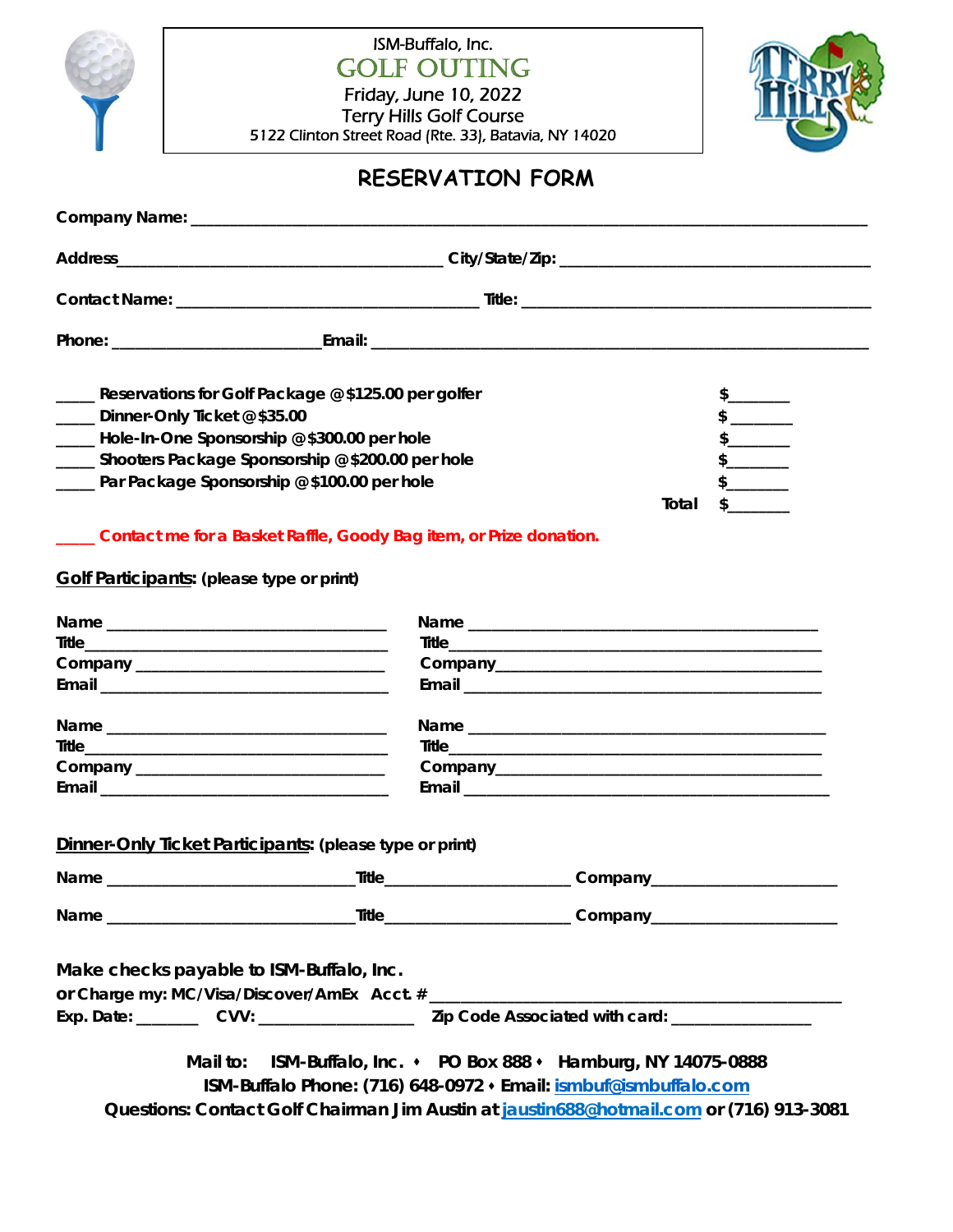ISM-Buffalo, Inc.

# GOLF OUTING

Friday, June 10, 2022
Terry Hills Golf Course
5122 Clinton Street Road (Rte. 33), Batavia, NY 14020

## RESERVATION FORM

**Company Name:** ______________________________________________

**Address**______________________ **City/State/Zip:** ______________________

**Contact Name:** ______________________ **Title:** ______________________

**Phone:** ______________ **Email:** ______________________________

| | | |
|---|---|---|
| ____ **Reservations for Golf Package @ $125.00 per golfer** | | **$**_______ |
| ____ **Dinner-Only Ticket @ $35.00** | | **$** _______ |
| ____ **Hole-In-One Sponsorship @ $300.00 per hole** | | **$**_______ |
| ____ **Shooters Package Sponsorship @ $200.00 per hole** | | **$**_______ |
| ____ **Par Package Sponsorship @ $100.00 per hole** | | **$**_______ |
| | **Total** | **$**_______ |

____ **Contact me for a Basket Raffle, Goody Bag item, or Prize donation.**

**Golf Participants:** (please type or print)

**Name** ______________________
**Title**______________________
**Company** ______________________
**Email** ______________________

**Name** ______________________
**Title**______________________
**Company**______________________
**Email** ______________________

**Name** ______________________
**Title**______________________
**Company** ______________________
**Email** ______________________

**Name** ______________________
**Title**______________________
**Company**______________________
**Email** ______________________

**Dinner-Only Ticket Participants:** (please type or print)

**Name** ________________ **Title**________________ **Company**________________

**Name** ________________ **Title**________________ **Company**________________

**Make checks payable to ISM-Buffalo, Inc.**
**or Charge my: MC/Visa/Discover/AmEx Acct. #** ______________________________
**Exp. Date:** _______ **CVV:** ______________ **Zip Code Associated with card:** ______________

**Mail to: ISM-Buffalo, Inc. • PO Box 888 • Hamburg, NY 14075-0888**
**ISM-Buffalo Phone: (716) 648-0972 • Email: ismbuf@ismbuffalo.com**
**Questions: Contact Golf Chairman Jim Austin at jaustin688@hotmail.com or (716) 913-3081**